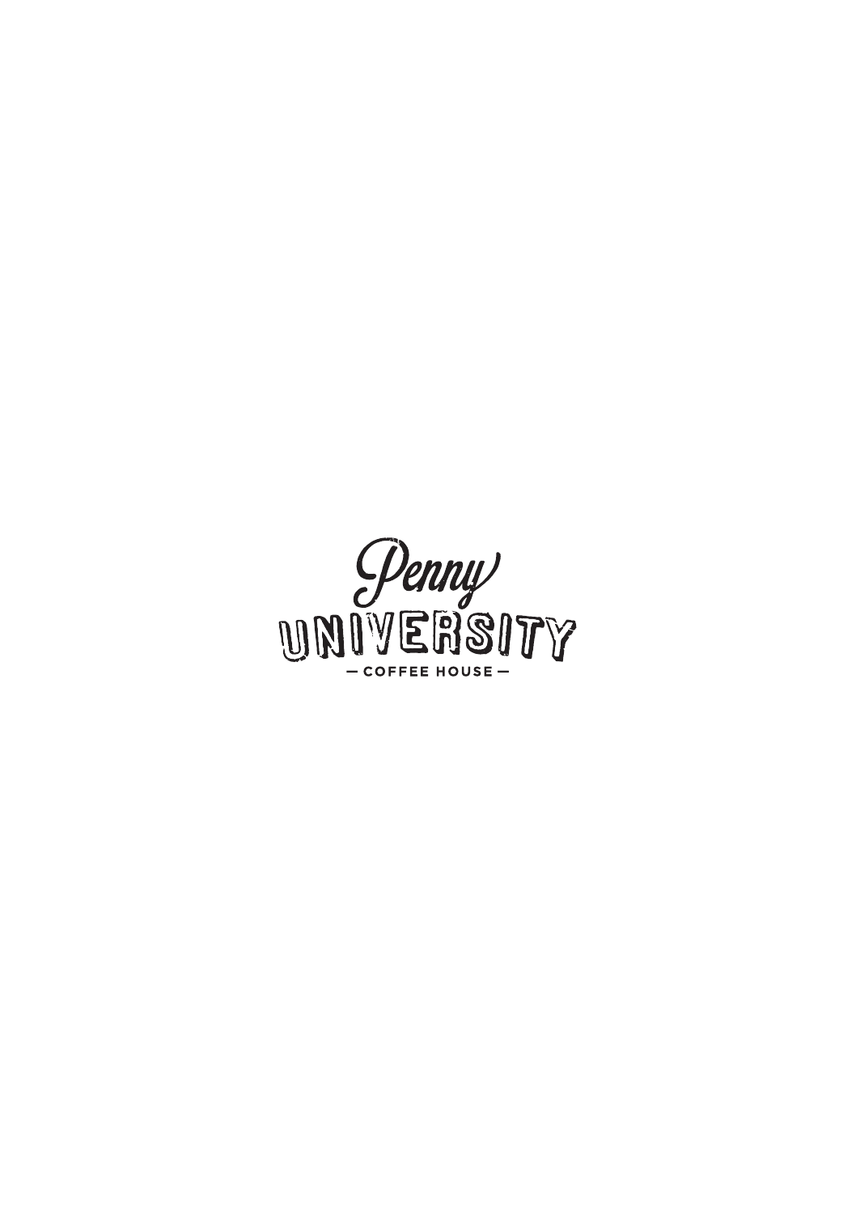Penny

UNIVERSITY

— COFFEE HOUSE —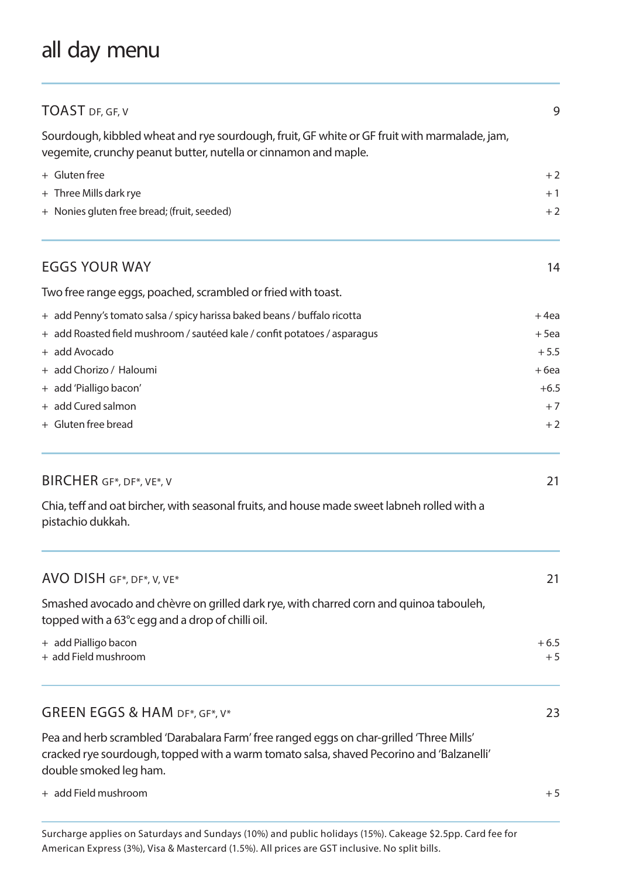# all day menu

## TOAST DF, GF, V — 9

Sourdough, kibbled wheat and rye sourdough, fruit, GF white or GF fruit with marmalade, jam, vegemite, crunchy peanut butter, nutella or cinnamon and maple.

| | |
|---|---|
| + Gluten free | + 2 |
| + Three Mills dark rye | + 1 |
| + Nonies gluten free bread; (fruit, seeded) | + 2 |

## EGGS YOUR WAY — 14

Two free range eggs, poached, scrambled or fried with toast.

| | |
|---|---|
| + add Penny's tomato salsa / spicy harissa baked beans / buffalo ricotta | + 4ea |
| + add Roasted field mushroom / sautéed kale / confit potatoes / asparagus | + 5ea |
| + add Avocado | + 5.5 |
| + add Chorizo / Haloumi | + 6ea |
| + add 'Pialligo bacon' | +6.5 |
| + add Cured salmon | + 7 |
| + Gluten free bread | + 2 |

## BIRCHER GF*, DF*, VE*, V — 21

Chia, teff and oat bircher, with seasonal fruits, and house made sweet labneh rolled with a pistachio dukkah.

## AVO DISH GF*, DF*, V, VE* — 21

Smashed avocado and chèvre on grilled dark rye, with charred corn and quinoa tabouleh, topped with a 63°c egg and a drop of chilli oil.

| | |
|---|---|
| + add Pialligo bacon | + 6.5 |
| + add Field mushroom | + 5 |

## GREEN EGGS & HAM DF*, GF*, V* — 23

Pea and herb scrambled 'Darabalara Farm' free ranged eggs on char-grilled 'Three Mills' cracked rye sourdough, topped with a warm tomato salsa, shaved Pecorino and 'Balzanelli' double smoked leg ham.

| | |
|---|---|
| + add Field mushroom | + 5 |

Surcharge applies on Saturdays and Sundays (10%) and public holidays (15%). Cakeage $2.5pp. Card fee for American Express (3%), Visa & Mastercard (1.5%). All prices are GST inclusive. No split bills.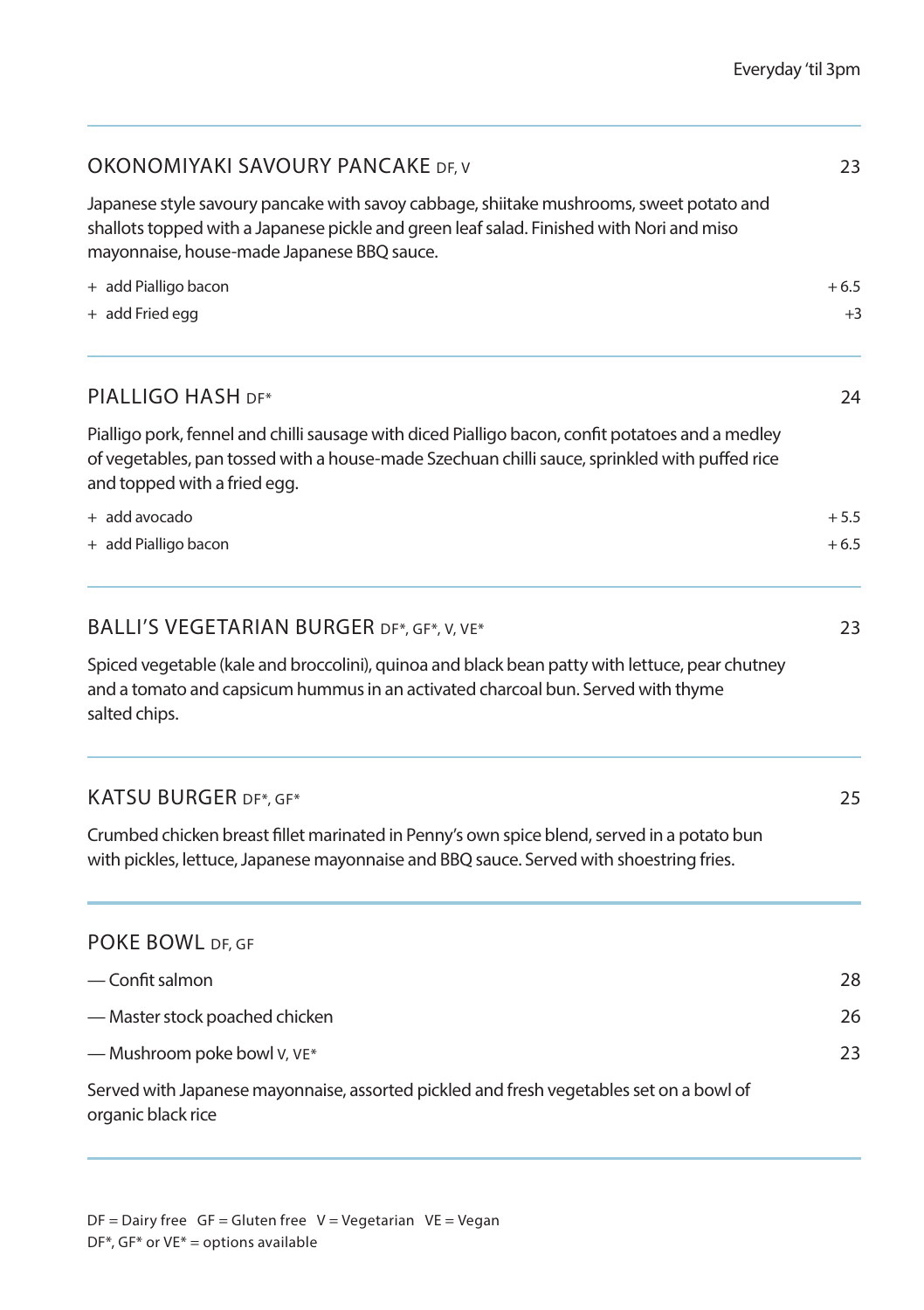Everyday 'til 3pm

---

## OKONOMIYAKI SAVOURY PANCAKE DF, V — 23

Japanese style savoury pancake with savoy cabbage, shiitake mushrooms, sweet potato and shallots topped with a Japanese pickle and green leaf salad. Finished with Nori and miso mayonnaise, house-made Japanese BBQ sauce.

- + add Pialligo bacon — + 6.5
- + add Fried egg — +3

---

## PIALLIGO HASH DF* — 24

Pialligo pork, fennel and chilli sausage with diced Pialligo bacon, confit potatoes and a medley of vegetables, pan tossed with a house-made Szechuan chilli sauce, sprinkled with puffed rice and topped with a fried egg.

- + add avocado — + 5.5
- + add Pialligo bacon — + 6.5

---

## BALLI'S VEGETARIAN BURGER DF*, GF*, V, VE* — 23

Spiced vegetable (kale and broccolini), quinoa and black bean patty with lettuce, pear chutney and a tomato and capsicum hummus in an activated charcoal bun. Served with thyme salted chips.

---

## KATSU BURGER DF*, GF* — 25

Crumbed chicken breast fillet marinated in Penny's own spice blend, served in a potato bun with pickles, lettuce, Japanese mayonnaise and BBQ sauce. Served with shoestring fries.

---

## POKE BOWL DF, GF

- — Confit salmon — 28
- — Master stock poached chicken — 26
- — Mushroom poke bowl V, VE* — 23

Served with Japanese mayonnaise, assorted pickled and fresh vegetables set on a bowl of organic black rice

---

DF = Dairy free GF = Gluten free V = Vegetarian VE = Vegan
DF*, GF* or VE* = options available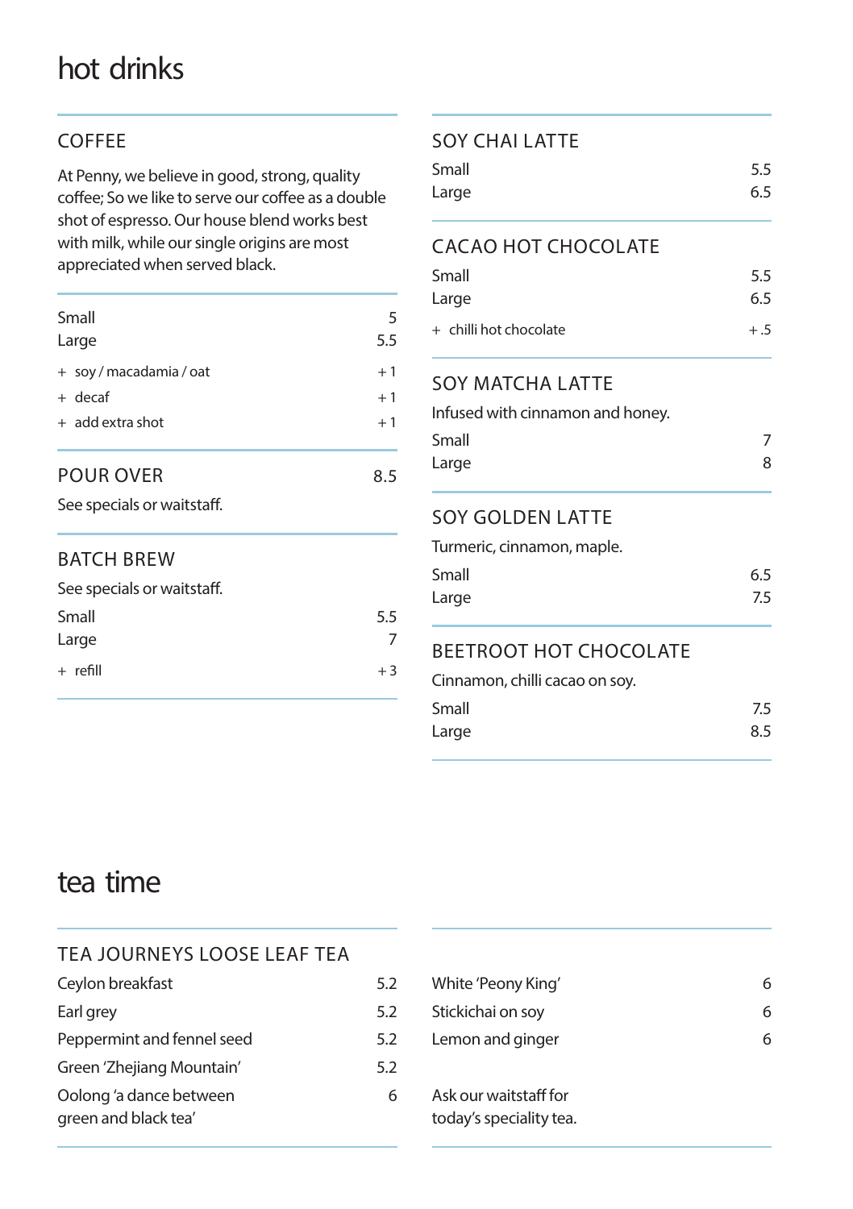# hot drinks

## COFFEE

At Penny, we believe in good, strong, quality coffee; So we like to serve our coffee as a double shot of espresso. Our house blend works best with milk, while our single origins are most appreciated when served black.

| | |
|---|---|
| Small | 5 |
| Large | 5.5 |
| + soy / macadamia / oat | + 1 |
| + decaf | + 1 |
| + add extra shot | + 1 |

## POUR OVER — 8.5

See specials or waitstaff.

## BATCH BREW

See specials or waitstaff.

| | |
|---|---|
| Small | 5.5 |
| Large | 7 |
| + refill | + 3 |

## SOY CHAI LATTE

| | |
|---|---|
| Small | 5.5 |
| Large | 6.5 |

## CACAO HOT CHOCOLATE

| | |
|---|---|
| Small | 5.5 |
| Large | 6.5 |
| + chilli hot chocolate | + .5 |

## SOY MATCHA LATTE

Infused with cinnamon and honey.

| | |
|---|---|
| Small | 7 |
| Large | 8 |

## SOY GOLDEN LATTE

Turmeric, cinnamon, maple.

| | |
|---|---|
| Small | 6.5 |
| Large | 7.5 |

## BEETROOT HOT CHOCOLATE

Cinnamon, chilli cacao on soy.

| | |
|---|---|
| Small | 7.5 |
| Large | 8.5 |

# tea time

## TEA JOURNEYS LOOSE LEAF TEA

| | |
|---|---|
| Ceylon breakfast | 5.2 |
| Earl grey | 5.2 |
| Peppermint and fennel seed | 5.2 |
| Green 'Zhejiang Mountain' | 5.2 |
| Oolong 'a dance between green and black tea' | 6 |
| White 'Peony King' | 6 |
| Stickichai on soy | 6 |
| Lemon and ginger | 6 |

Ask our waitstaff for today's speciality tea.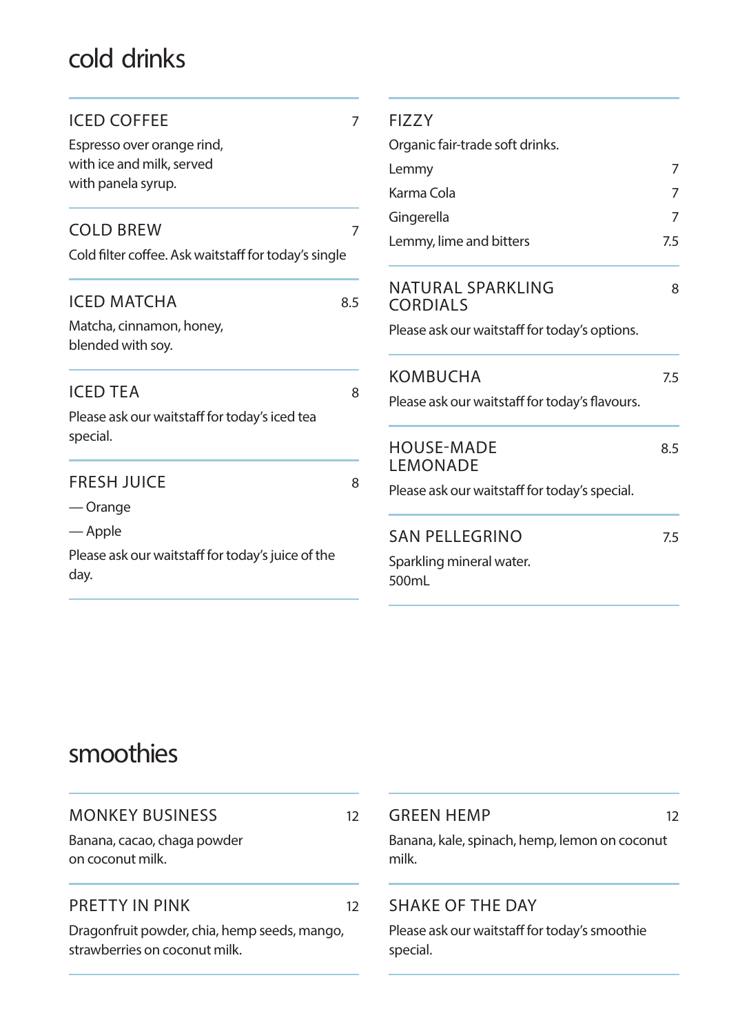# cold drinks

### ICED COFFEE — 7

Espresso over orange rind, with ice and milk, served with panela syrup.

### COLD BREW — 7

Cold filter coffee. Ask waitstaff for today's single

### ICED MATCHA — 8.5

Matcha, cinnamon, honey, blended with soy.

### ICED TEA — 8

Please ask our waitstaff for today's iced tea special.

### FRESH JUICE — 8

— Orange

— Apple

Please ask our waitstaff for today's juice of the day.

### FIZZY

Organic fair-trade soft drinks.

| | |
|---|---|
| Lemmy | 7 |
| Karma Cola | 7 |
| Gingerella | 7 |
| Lemmy, lime and bitters | 7.5 |

### NATURAL SPARKLING CORDIALS — 8

Please ask our waitstaff for today's options.

### KOMBUCHA — 7.5

Please ask our waitstaff for today's flavours.

### HOUSE-MADE LEMONADE — 8.5

Please ask our waitstaff for today's special.

### SAN PELLEGRINO — 7.5

Sparkling mineral water.
500mL

# smoothies

### MONKEY BUSINESS — 12

Banana, cacao, chaga powder on coconut milk.

### PRETTY IN PINK — 12

Dragonfruit powder, chia, hemp seeds, mango, strawberries on coconut milk.

### GREEN HEMP — 12

Banana, kale, spinach, hemp, lemon on coconut milk.

### SHAKE OF THE DAY

Please ask our waitstaff for today's smoothie special.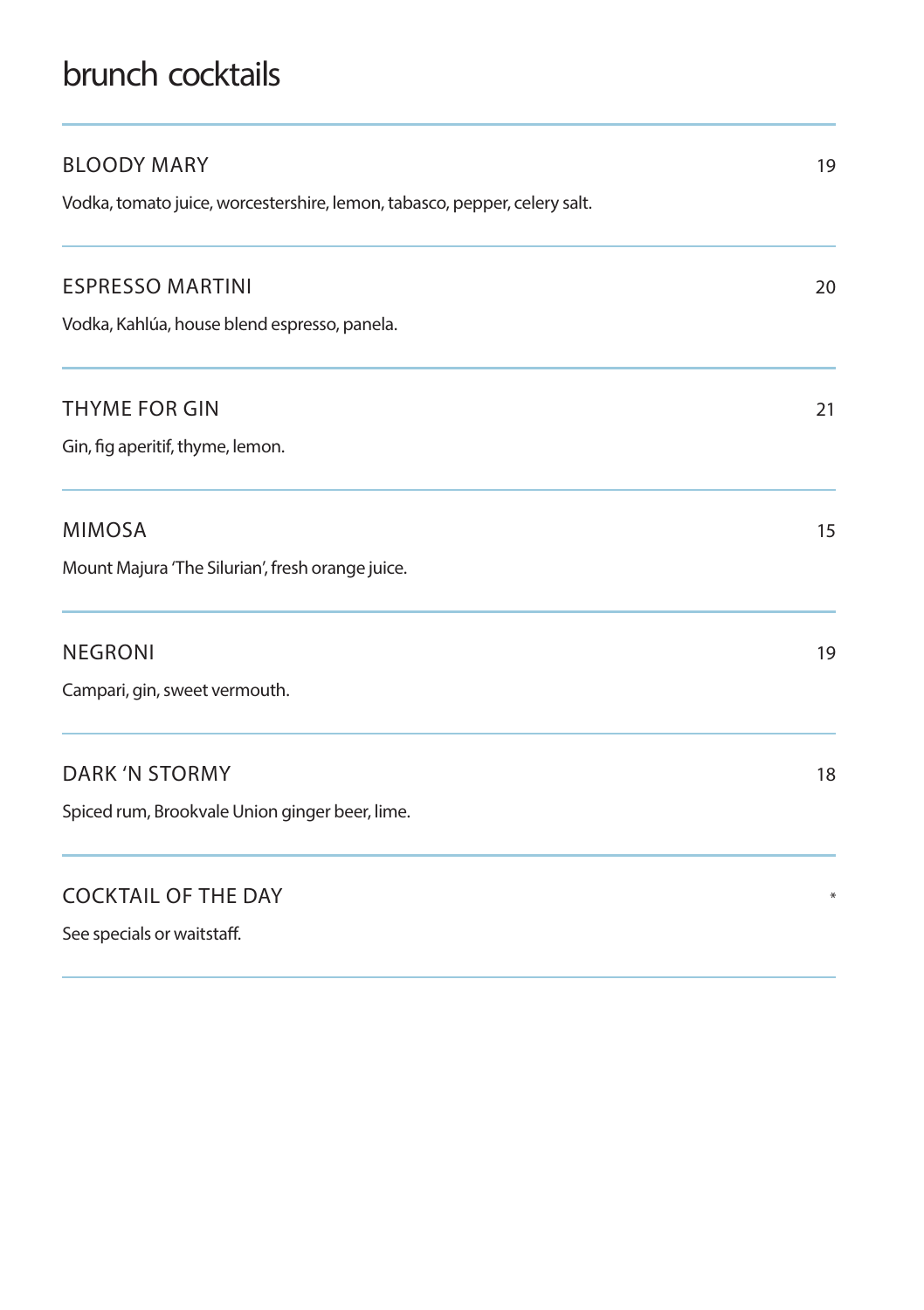# brunch cocktails

---

## BLOODY MARY — 19

Vodka, tomato juice, worcestershire, lemon, tabasco, pepper, celery salt.

---

## ESPRESSO MARTINI — 20

Vodka, Kahlúa, house blend espresso, panela.

---

## THYME FOR GIN — 21

Gin, fig aperitif, thyme, lemon.

---

## MIMOSA — 15

Mount Majura 'The Silurian', fresh orange juice.

---

## NEGRONI — 19

Campari, gin, sweet vermouth.

---

## DARK 'N STORMY — 18

Spiced rum, Brookvale Union ginger beer, lime.

---

## COCKTAIL OF THE DAY — *

See specials or waitstaff.

---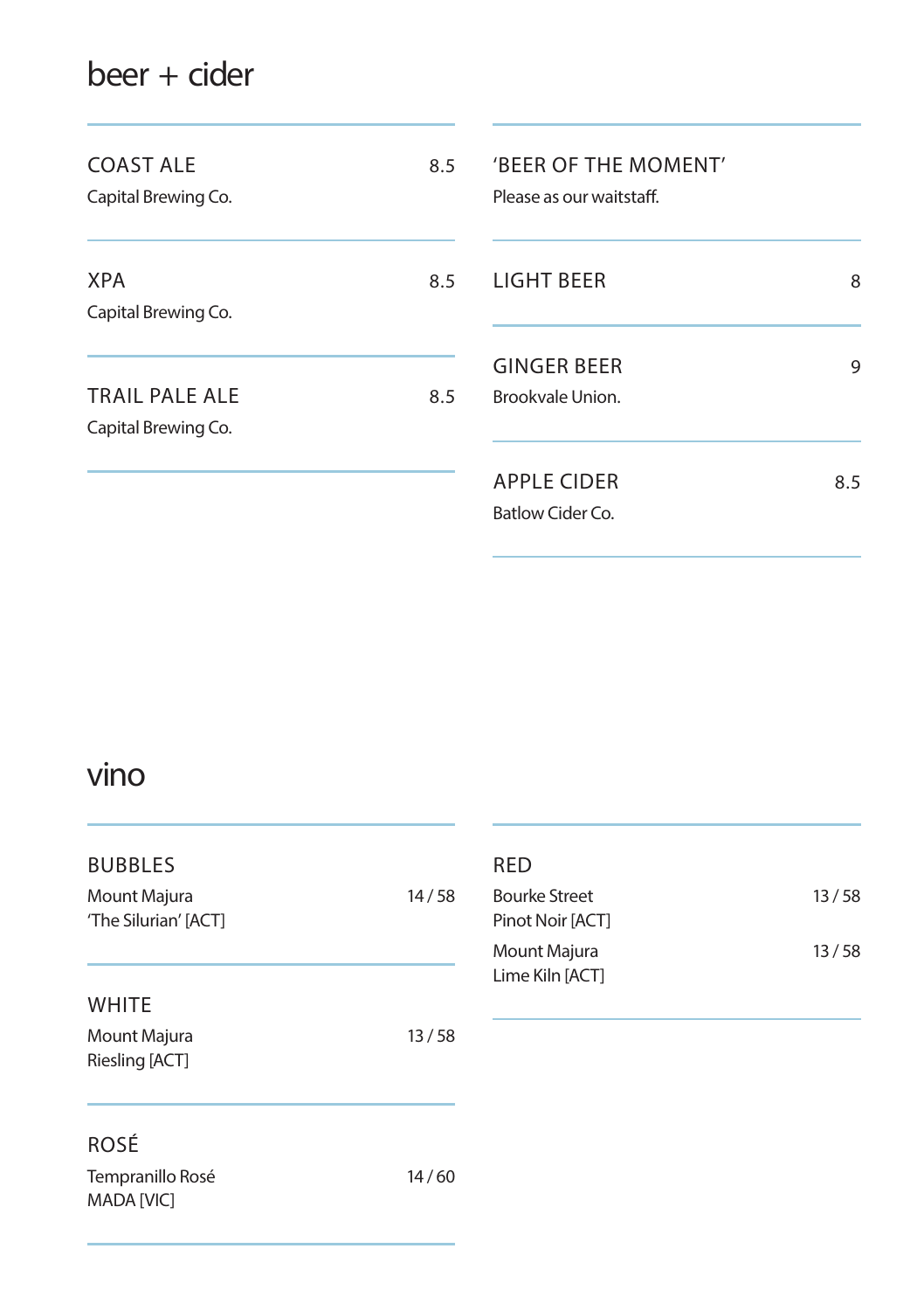# beer + cider

**COAST ALE** 8.5
Capital Brewing Co.

**XPA** 8.5
Capital Brewing Co.

**TRAIL PALE ALE** 8.5
Capital Brewing Co.

**'BEER OF THE MOMENT'**
Please as our waitstaff.

**LIGHT BEER** 8

**GINGER BEER** 9
Brookvale Union.

**APPLE CIDER** 8.5
Batlow Cider Co.

# vino

**BUBBLES**
Mount Majura 14 / 58
'The Silurian' [ACT]

**WHITE**
Mount Majura 13 / 58
Riesling [ACT]

**ROSÉ**
Tempranillo Rosé 14 / 60
MADA [VIC]

**RED**
Bourke Street 13 / 58
Pinot Noir [ACT]

Mount Majura 13 / 58
Lime Kiln [ACT]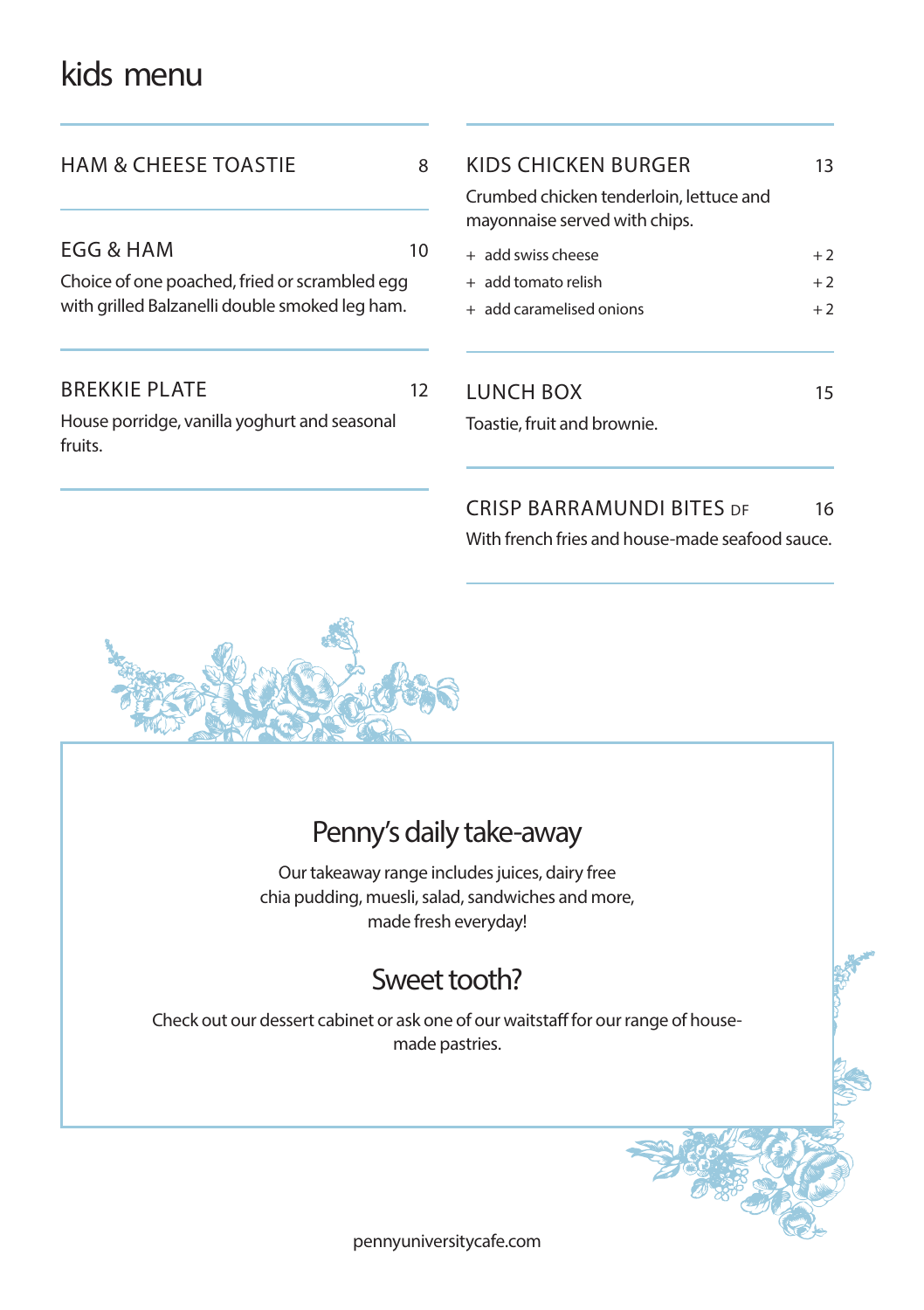# kids menu

### HAM & CHEESE TOASTIE 8

### EGG & HAM 10

Choice of one poached, fried or scrambled egg with grilled Balzanelli double smoked leg ham.

### BREKKIE PLATE 12

House porridge, vanilla yoghurt and seasonal fruits.

### KIDS CHICKEN BURGER 13

Crumbed chicken tenderloin, lettuce and mayonnaise served with chips.

- add swiss cheese +2
- add tomato relish +2
- add caramelised onions +2

### LUNCH BOX 15

Toastie, fruit and brownie.

### CRISP BARRAMUNDI BITES DF 16

With french fries and house-made seafood sauce.

## Penny's daily take-away

Our takeaway range includes juices, dairy free chia pudding, muesli, salad, sandwiches and more, made fresh everyday!

## Sweet tooth?

Check out our dessert cabinet or ask one of our waitstaff for our range of house-made pastries.

pennyuniversitycafe.com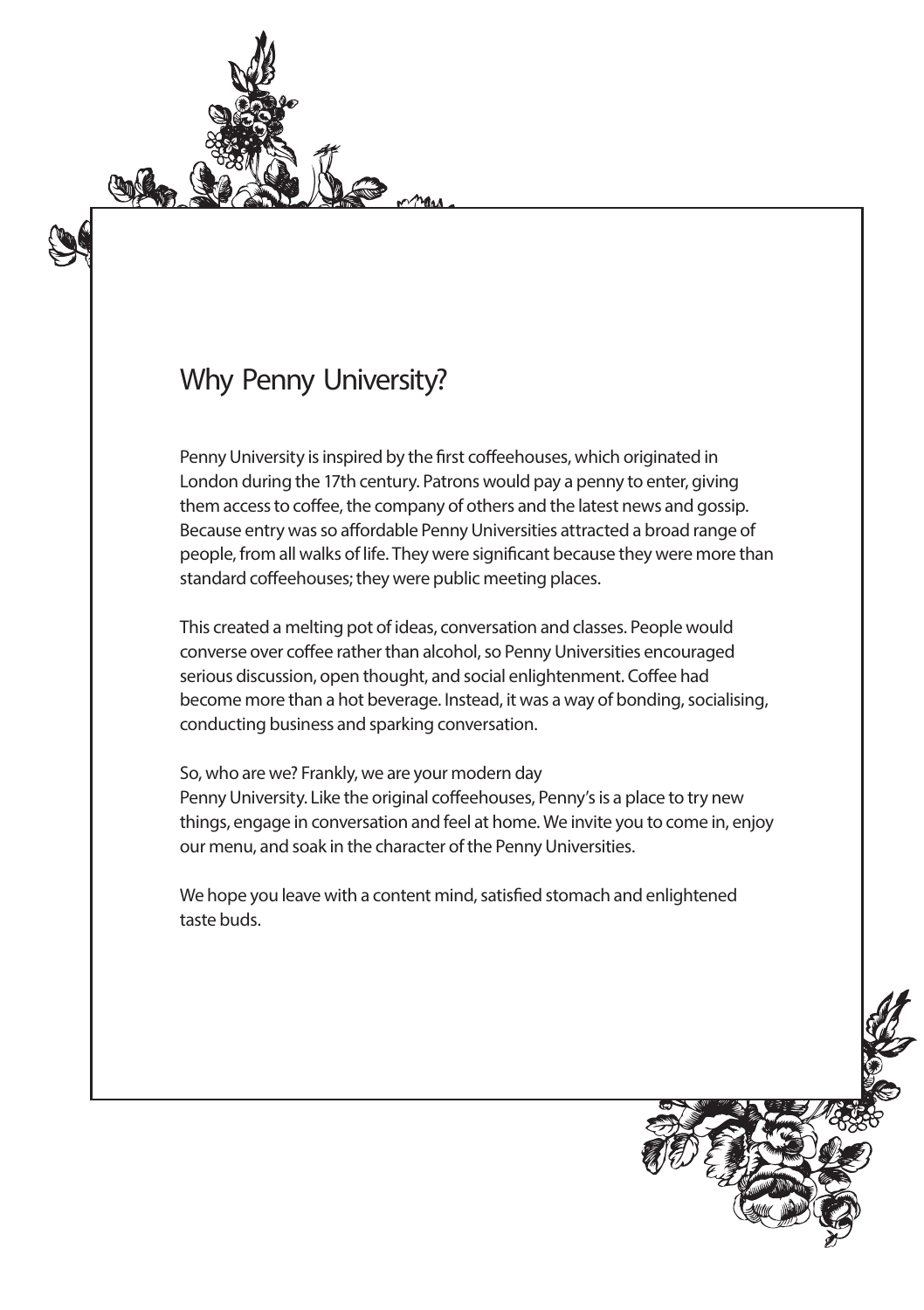## Why Penny University?

Penny University is inspired by the first coffeehouses, which originated in London during the 17th century. Patrons would pay a penny to enter, giving them access to coffee, the company of others and the latest news and gossip. Because entry was so affordable Penny Universities attracted a broad range of people, from all walks of life. They were significant because they were more than standard coffeehouses; they were public meeting places.

This created a melting pot of ideas, conversation and classes. People would converse over coffee rather than alcohol, so Penny Universities encouraged serious discussion, open thought, and social enlightenment. Coffee had become more than a hot beverage. Instead, it was a way of bonding, socialising, conducting business and sparking conversation.

So, who are we? Frankly, we are your modern day Penny University. Like the original coffeehouses, Penny's is a place to try new things, engage in conversation and feel at home. We invite you to come in, enjoy our menu, and soak in the character of the Penny Universities.

We hope you leave with a content mind, satisfied stomach and enlightened taste buds.